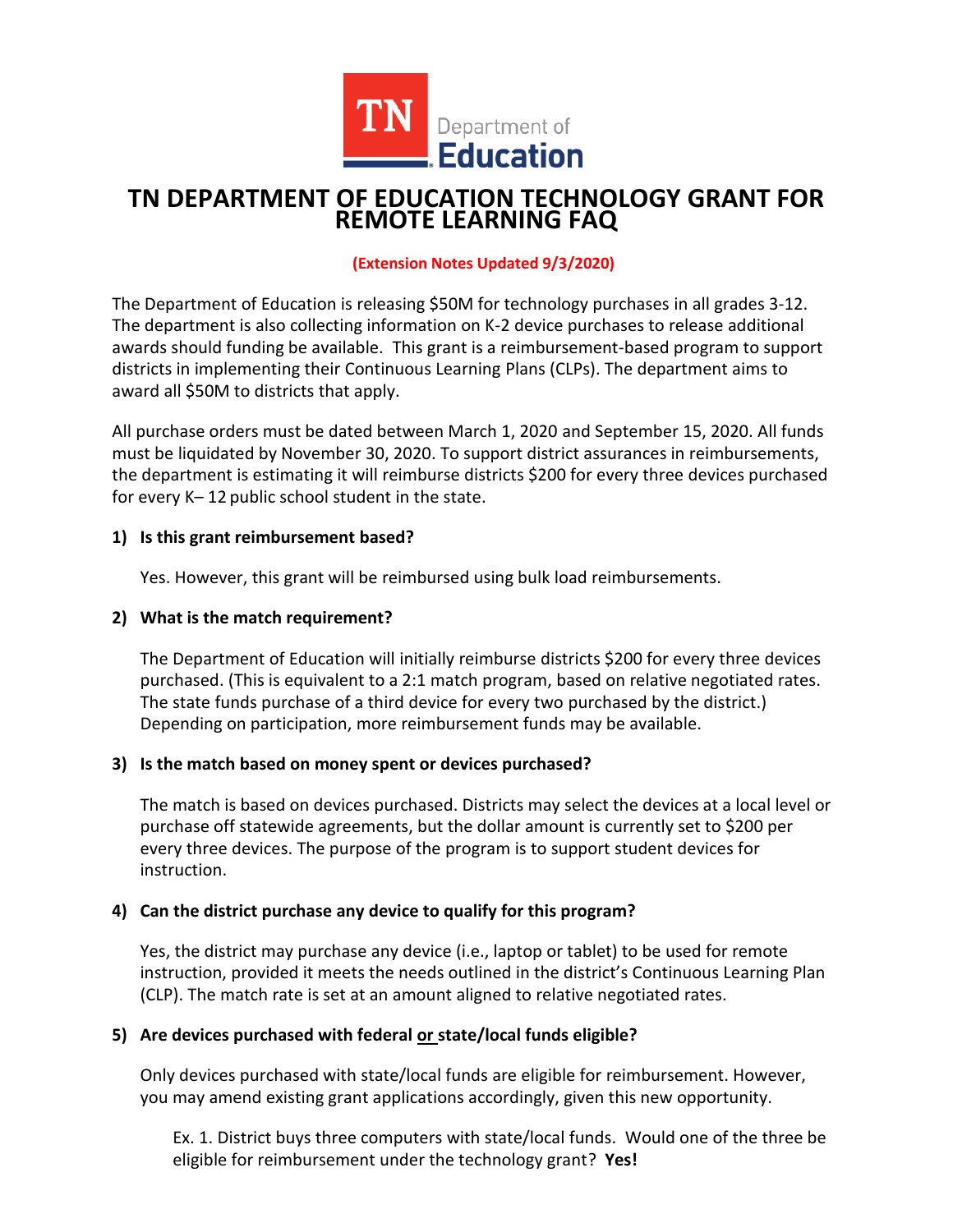# TN DEPARTMENT OF EDUCATION TECHNOLOGY GRANT FOR REMOTE LEARNING FAQ

**(Extension Notes Updated 9/3/2020)**

The Department of Education is releasing $50M for technology purchases in all grades 3-12. The department is also collecting information on K-2 device purchases to release additional awards should funding be available. This grant is a reimbursement-based program to support districts in implementing their Continuous Learning Plans (CLPs). The department aims to award all $50M to districts that apply.

All purchase orders must be dated between March 1, 2020 and September 15, 2020. All funds must be liquidated by November 30, 2020. To support district assurances in reimbursements, the department is estimating it will reimburse districts $200 for every three devices purchased for every K– 12 public school student in the state.

**1) Is this grant reimbursement based?**

Yes. However, this grant will be reimbursed using bulk load reimbursements.

**2) What is the match requirement?**

The Department of Education will initially reimburse districts $200 for every three devices purchased. (This is equivalent to a 2:1 match program, based on relative negotiated rates. The state funds purchase of a third device for every two purchased by the district.) Depending on participation, more reimbursement funds may be available.

**3) Is the match based on money spent or devices purchased?**

The match is based on devices purchased. Districts may select the devices at a local level or purchase off statewide agreements, but the dollar amount is currently set to $200 per every three devices. The purpose of the program is to support student devices for instruction.

**4) Can the district purchase any device to qualify for this program?**

Yes, the district may purchase any device (i.e., laptop or tablet) to be used for remote instruction, provided it meets the needs outlined in the district's Continuous Learning Plan (CLP). The match rate is set at an amount aligned to relative negotiated rates.

**5) Are devices purchased with federal or state/local funds eligible?**

Only devices purchased with state/local funds are eligible for reimbursement. However, you may amend existing grant applications accordingly, given this new opportunity.

Ex. 1. District buys three computers with state/local funds. Would one of the three be eligible for reimbursement under the technology grant? **Yes!**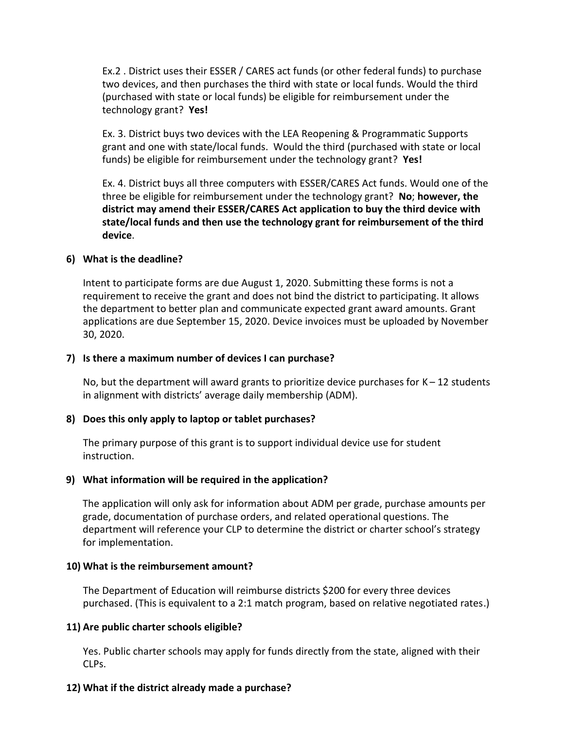Ex.2 . District uses their ESSER / CARES act funds (or other federal funds) to purchase two devices, and then purchases the third with state or local funds. Would the third (purchased with state or local funds) be eligible for reimbursement under the technology grant? **Yes!**

Ex. 3. District buys two devices with the LEA Reopening & Programmatic Supports grant and one with state/local funds. Would the third (purchased with state or local funds) be eligible for reimbursement under the technology grant? **Yes!**

Ex. 4. District buys all three computers with ESSER/CARES Act funds. Would one of the three be eligible for reimbursement under the technology grant? **No**; **however, the district may amend their ESSER/CARES Act application to buy the third device with state/local funds and then use the technology grant for reimbursement of the third device**.

**6) What is the deadline?**

Intent to participate forms are due August 1, 2020. Submitting these forms is not a requirement to receive the grant and does not bind the district to participating. It allows the department to better plan and communicate expected grant award amounts. Grant applications are due September 15, 2020. Device invoices must be uploaded by November 30, 2020.

**7) Is there a maximum number of devices I can purchase?**

No, but the department will award grants to prioritize device purchases for K – 12 students in alignment with districts' average daily membership (ADM).

**8) Does this only apply to laptop or tablet purchases?**

The primary purpose of this grant is to support individual device use for student instruction.

**9) What information will be required in the application?**

The application will only ask for information about ADM per grade, purchase amounts per grade, documentation of purchase orders, and related operational questions. The department will reference your CLP to determine the district or charter school's strategy for implementation.

**10) What is the reimbursement amount?**

The Department of Education will reimburse districts $200 for every three devices purchased. (This is equivalent to a 2:1 match program, based on relative negotiated rates.)

**11) Are public charter schools eligible?**

Yes. Public charter schools may apply for funds directly from the state, aligned with their CLPs.

**12) What if the district already made a purchase?**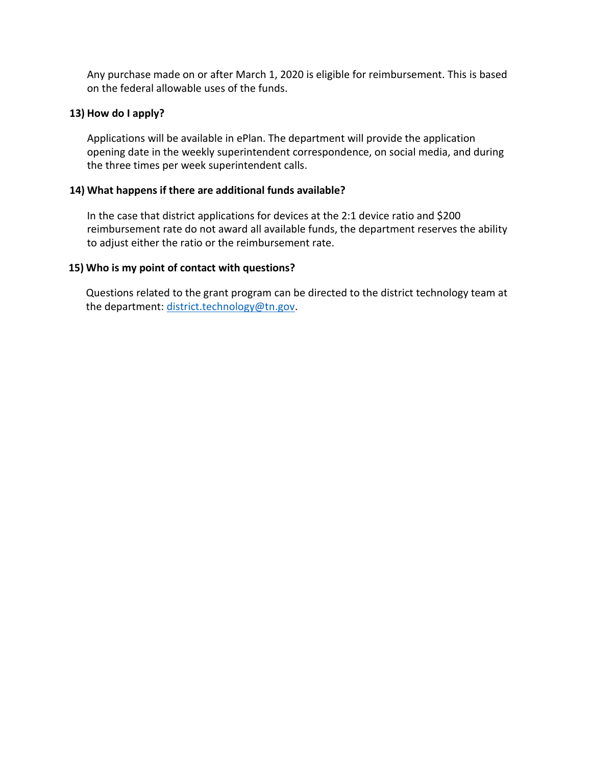Any purchase made on or after March 1, 2020 is eligible for reimbursement. This is based on the federal allowable uses of the funds.

**13) How do I apply?**

Applications will be available in ePlan. The department will provide the application opening date in the weekly superintendent correspondence, on social media, and during the three times per week superintendent calls.

**14) What happens if there are additional funds available?**

In the case that district applications for devices at the 2:1 device ratio and $200 reimbursement rate do not award all available funds, the department reserves the ability to adjust either the ratio or the reimbursement rate.

**15) Who is my point of contact with questions?**

Questions related to the grant program can be directed to the district technology team at the department: [district.technology@tn.gov](mailto:district.technology@tn.gov).